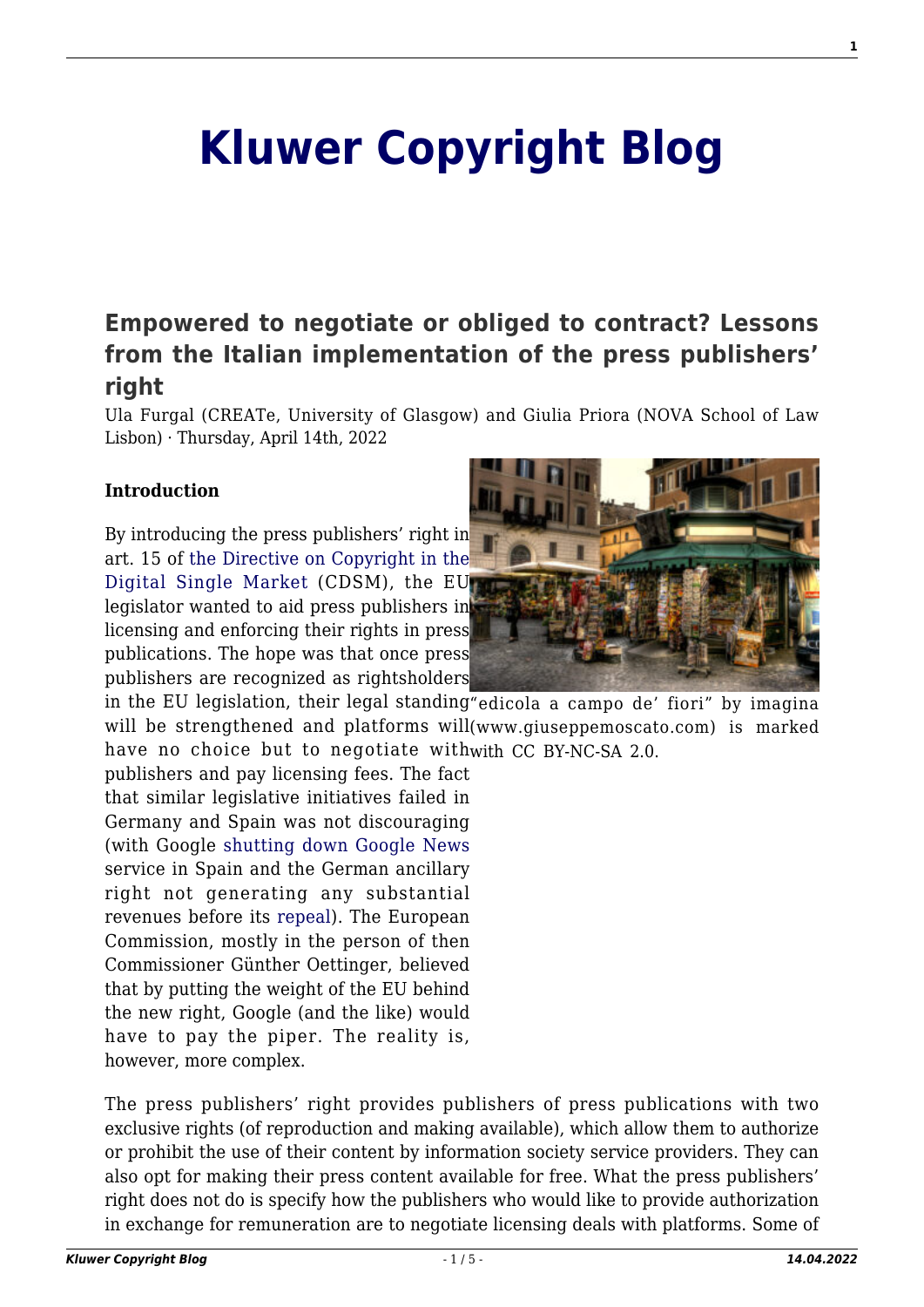# Kluwer Copyright Blog

## Empowered to negotiate or obliged to contract? Lessons from the Italian implementation of the press publishers' right

Ula Furgal (CREATe, University of Glasgow) and Giulia Priora (NOVA School of Law Lisbon) · Thursday, April 14th, 2022

**Introduction**

"edicola a campo de' fiori" by imagina (www.giuseppemoscato.com) is marked with CC BY-NC-SA 2.0.

By introducing the press publishers' right in art. 15 of the Directive on Copyright in the Digital Single Market (CDSM), the EU legislator wanted to aid press publishers in licensing and enforcing their rights in press publications. The hope was that once press publishers are recognized as rightsholders in the EU legislation, their legal standing will be strengthened and platforms will have no choice but to negotiate with publishers and pay licensing fees. The fact that similar legislative initiatives failed in Germany and Spain was not discouraging (with Google shutting down Google News service in Spain and the German ancillary right not generating any substantial revenues before its repeal). The European Commission, mostly in the person of then Commissioner Günther Oettinger, believed that by putting the weight of the EU behind the new right, Google (and the like) would have to pay the piper. The reality is, however, more complex.

The press publishers' right provides publishers of press publications with two exclusive rights (of reproduction and making available), which allow them to authorize or prohibit the use of their content by information society service providers. They can also opt for making their press content available for free. What the press publishers' right does not do is specify how the publishers who would like to provide authorization in exchange for remuneration are to negotiate licensing deals with platforms. Some of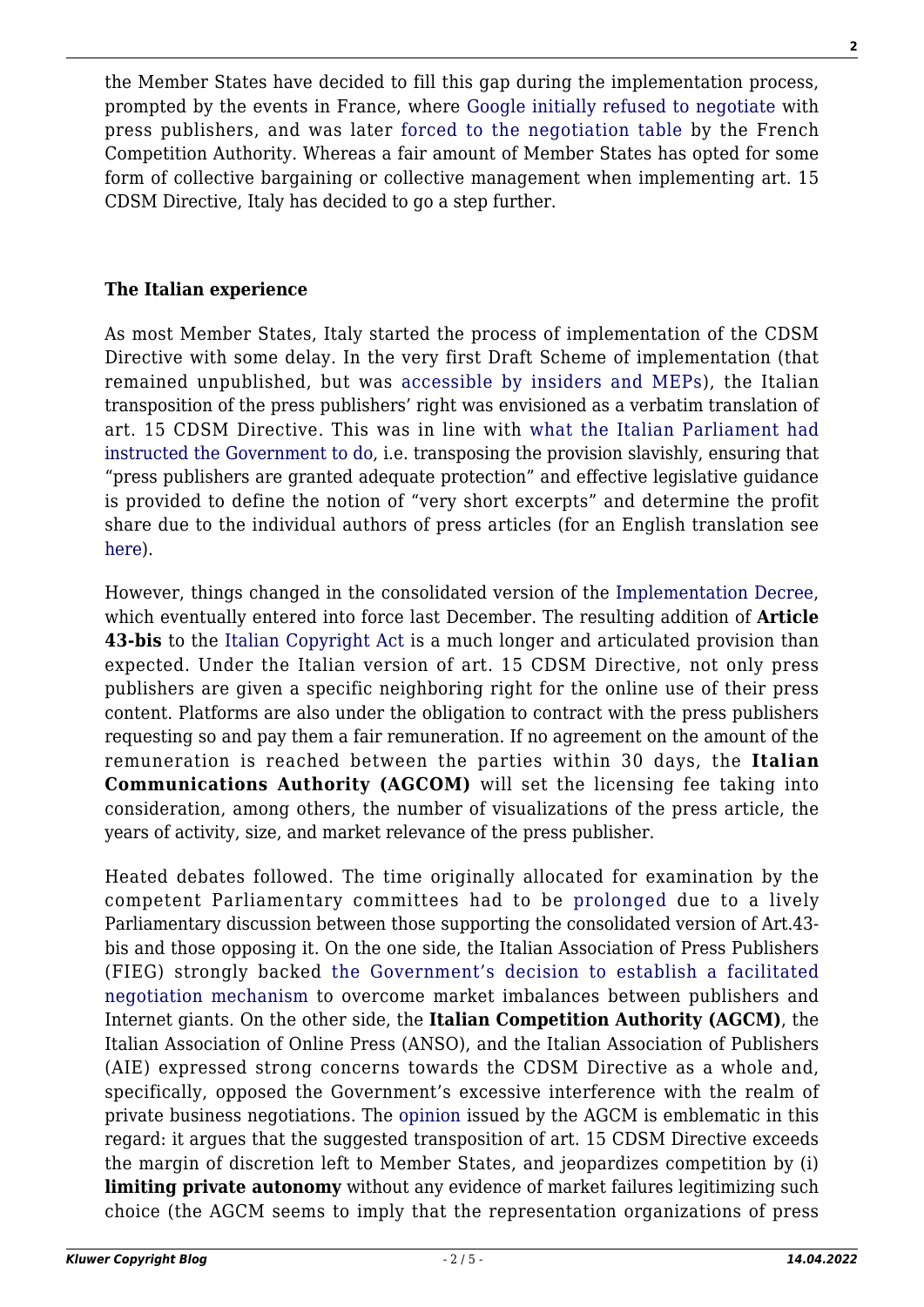the Member States have decided to fill this gap during the implementation process, prompted by the events in France, where Google initially refused to negotiate with press publishers, and was later forced to the negotiation table by the French Competition Authority. Whereas a fair amount of Member States has opted for some form of collective bargaining or collective management when implementing art. 15 CDSM Directive, Italy has decided to go a step further.

**The Italian experience**

As most Member States, Italy started the process of implementation of the CDSM Directive with some delay. In the very first Draft Scheme of implementation (that remained unpublished, but was accessible by insiders and MEPs), the Italian transposition of the press publishers' right was envisioned as a verbatim translation of art. 15 CDSM Directive. This was in line with what the Italian Parliament had instructed the Government to do, i.e. transposing the provision slavishly, ensuring that "press publishers are granted adequate protection" and effective legislative guidance is provided to define the notion of "very short excerpts" and determine the profit share due to the individual authors of press articles (for an English translation see here).

However, things changed in the consolidated version of the Implementation Decree, which eventually entered into force last December. The resulting addition of **Article 43-bis** to the Italian Copyright Act is a much longer and articulated provision than expected. Under the Italian version of art. 15 CDSM Directive, not only press publishers are given a specific neighboring right for the online use of their press content. Platforms are also under the obligation to contract with the press publishers requesting so and pay them a fair remuneration. If no agreement on the amount of the remuneration is reached between the parties within 30 days, the **Italian Communications Authority (AGCOM)** will set the licensing fee taking into consideration, among others, the number of visualizations of the press article, the years of activity, size, and market relevance of the press publisher.

Heated debates followed. The time originally allocated for examination by the competent Parliamentary committees had to be prolonged due to a lively Parliamentary discussion between those supporting the consolidated version of Art.43-bis and those opposing it. On the one side, the Italian Association of Press Publishers (FIEG) strongly backed the Government's decision to establish a facilitated negotiation mechanism to overcome market imbalances between publishers and Internet giants. On the other side, the **Italian Competition Authority (AGCM)**, the Italian Association of Online Press (ANSO), and the Italian Association of Publishers (AIE) expressed strong concerns towards the CDSM Directive as a whole and, specifically, opposed the Government's excessive interference with the realm of private business negotiations. The opinion issued by the AGCM is emblematic in this regard: it argues that the suggested transposition of art. 15 CDSM Directive exceeds the margin of discretion left to Member States, and jeopardizes competition by (i) **limiting private autonomy** without any evidence of market failures legitimizing such choice (the AGCM seems to imply that the representation organizations of press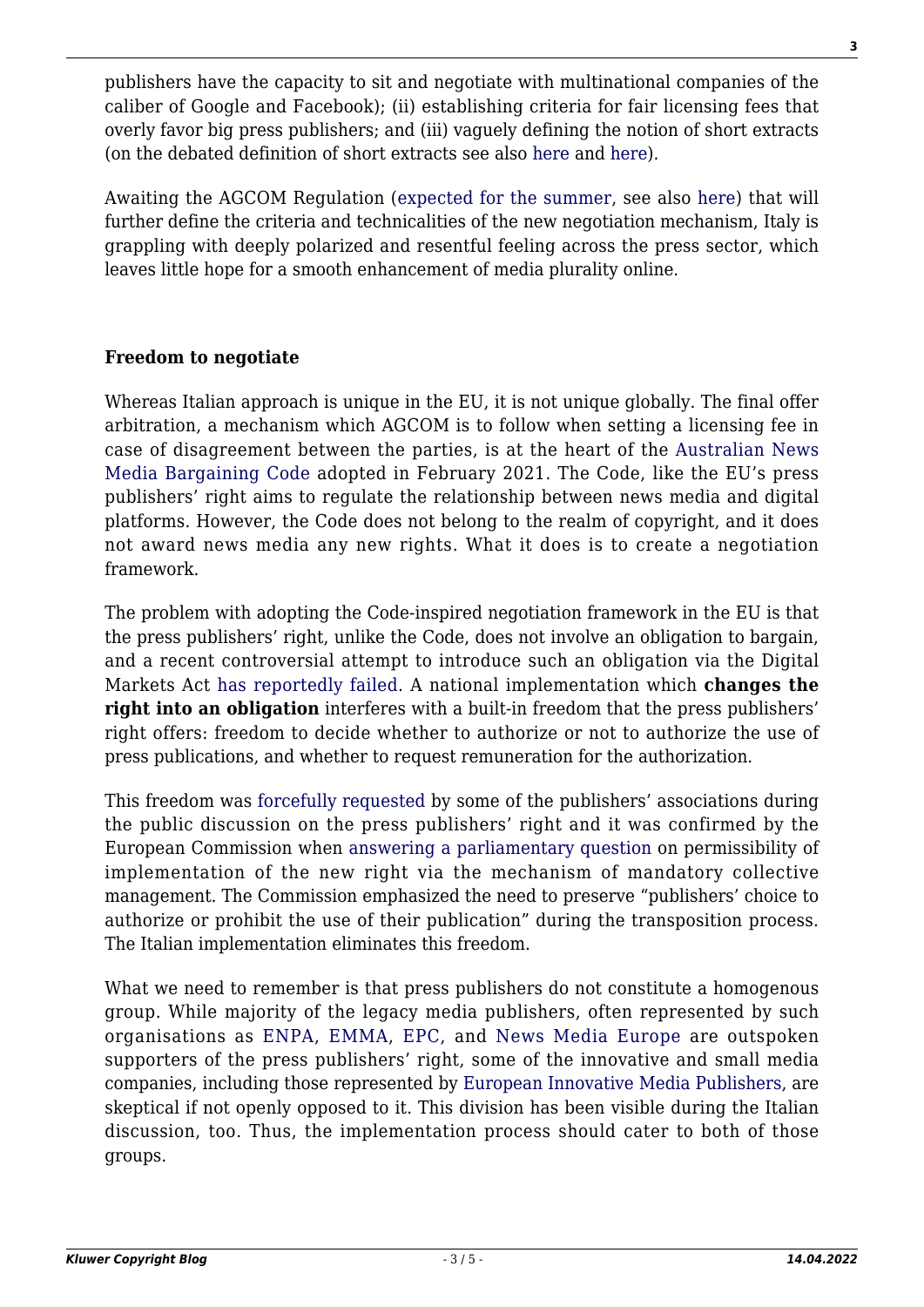publishers have the capacity to sit and negotiate with multinational companies of the caliber of Google and Facebook); (ii) establishing criteria for fair licensing fees that overly favor big press publishers; and (iii) vaguely defining the notion of short extracts (on the debated definition of short extracts see also here and here).

Awaiting the AGCOM Regulation (expected for the summer, see also here) that will further define the criteria and technicalities of the new negotiation mechanism, Italy is grappling with deeply polarized and resentful feeling across the press sector, which leaves little hope for a smooth enhancement of media plurality online.

**Freedom to negotiate**

Whereas Italian approach is unique in the EU, it is not unique globally. The final offer arbitration, a mechanism which AGCOM is to follow when setting a licensing fee in case of disagreement between the parties, is at the heart of the Australian News Media Bargaining Code adopted in February 2021. The Code, like the EU's press publishers' right aims to regulate the relationship between news media and digital platforms. However, the Code does not belong to the realm of copyright, and it does not award news media any new rights. What it does is to create a negotiation framework.

The problem with adopting the Code-inspired negotiation framework in the EU is that the press publishers' right, unlike the Code, does not involve an obligation to bargain, and a recent controversial attempt to introduce such an obligation via the Digital Markets Act has reportedly failed. A national implementation which **changes the right into an obligation** interferes with a built-in freedom that the press publishers' right offers: freedom to decide whether to authorize or not to authorize the use of press publications, and whether to request remuneration for the authorization.

This freedom was forcefully requested by some of the publishers' associations during the public discussion on the press publishers' right and it was confirmed by the European Commission when answering a parliamentary question on permissibility of implementation of the new right via the mechanism of mandatory collective management. The Commission emphasized the need to preserve "publishers' choice to authorize or prohibit the use of their publication" during the transposition process. The Italian implementation eliminates this freedom.

What we need to remember is that press publishers do not constitute a homogenous group. While majority of the legacy media publishers, often represented by such organisations as ENPA, EMMA, EPC, and News Media Europe are outspoken supporters of the press publishers' right, some of the innovative and small media companies, including those represented by European Innovative Media Publishers, are skeptical if not openly opposed to it. This division has been visible during the Italian discussion, too. Thus, the implementation process should cater to both of those groups.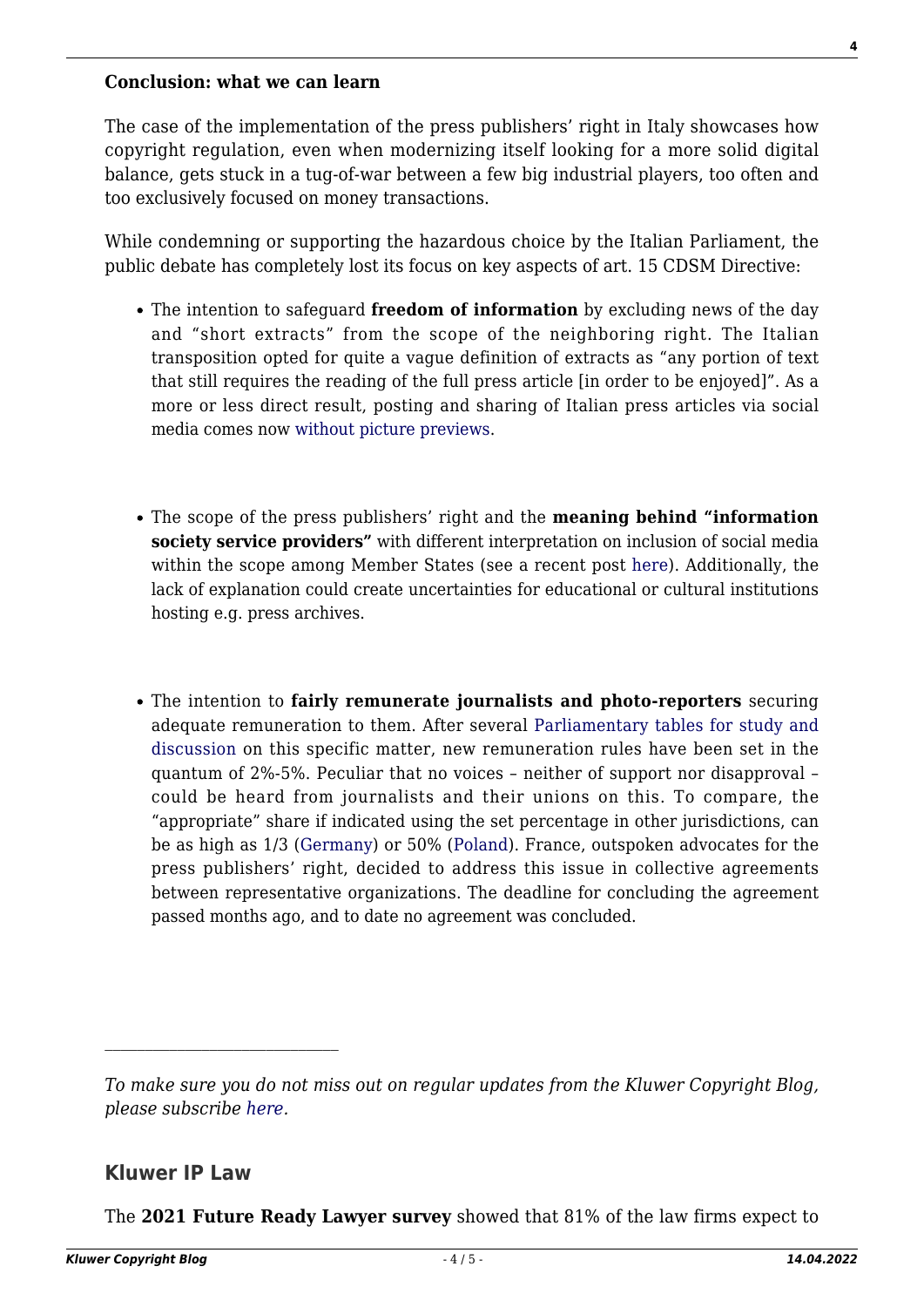**Conclusion: what we can learn**

The case of the implementation of the press publishers' right in Italy showcases how copyright regulation, even when modernizing itself looking for a more solid digital balance, gets stuck in a tug-of-war between a few big industrial players, too often and too exclusively focused on money transactions.

While condemning or supporting the hazardous choice by the Italian Parliament, the public debate has completely lost its focus on key aspects of art. 15 CDSM Directive:

- The intention to safeguard **freedom of information** by excluding news of the day and "short extracts" from the scope of the neighboring right. The Italian transposition opted for quite a vague definition of extracts as "any portion of text that still requires the reading of the full press article [in order to be enjoyed]". As a more or less direct result, posting and sharing of Italian press articles via social media comes now without picture previews.

- The scope of the press publishers' right and the **meaning behind "information society service providers"** with different interpretation on inclusion of social media within the scope among Member States (see a recent post here). Additionally, the lack of explanation could create uncertainties for educational or cultural institutions hosting e.g. press archives.

- The intention to **fairly remunerate journalists and photo-reporters** securing adequate remuneration to them. After several Parliamentary tables for study and discussion on this specific matter, new remuneration rules have been set in the quantum of 2%-5%. Peculiar that no voices – neither of support nor disapproval – could be heard from journalists and their unions on this. To compare, the "appropriate" share if indicated using the set percentage in other jurisdictions, can be as high as 1/3 (Germany) or 50% (Poland). France, outspoken advocates for the press publishers' right, decided to address this issue in collective agreements between representative organizations. The deadline for concluding the agreement passed months ago, and to date no agreement was concluded.

---

*To make sure you do not miss out on regular updates from the Kluwer Copyright Blog, please subscribe here.*

## Kluwer IP Law

The **2021 Future Ready Lawyer survey** showed that 81% of the law firms expect to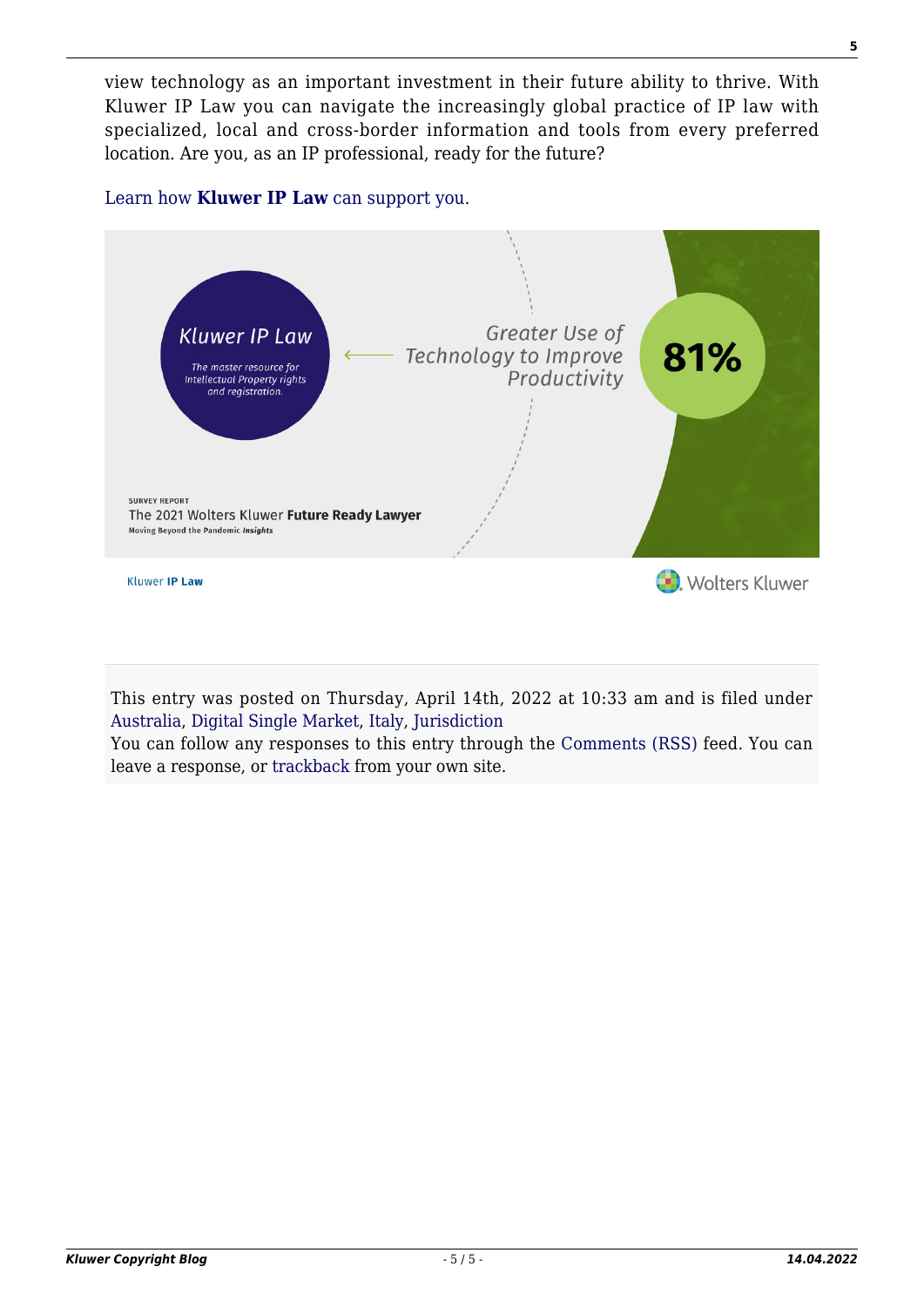view technology as an important investment in their future ability to thrive. With Kluwer IP Law you can navigate the increasingly global practice of IP law with specialized, local and cross-border information and tools from every preferred location. Are you, as an IP professional, ready for the future?

Learn how **Kluwer IP Law** can support you.

Kluwer IP Law

The master resource for Intellectual Property rights and registration.

Greater Use of Technology to Improve Productivity

81%

SURVEY REPORT

The 2021 Wolters Kluwer **Future Ready Lawyer**

Moving Beyond the Pandemic *Insights*

Kluwer **IP Law**

Wolters Kluwer

This entry was posted on Thursday, April 14th, 2022 at 10:33 am and is filed under Australia, Digital Single Market, Italy, Jurisdiction

You can follow any responses to this entry through the Comments (RSS) feed. You can leave a response, or trackback from your own site.